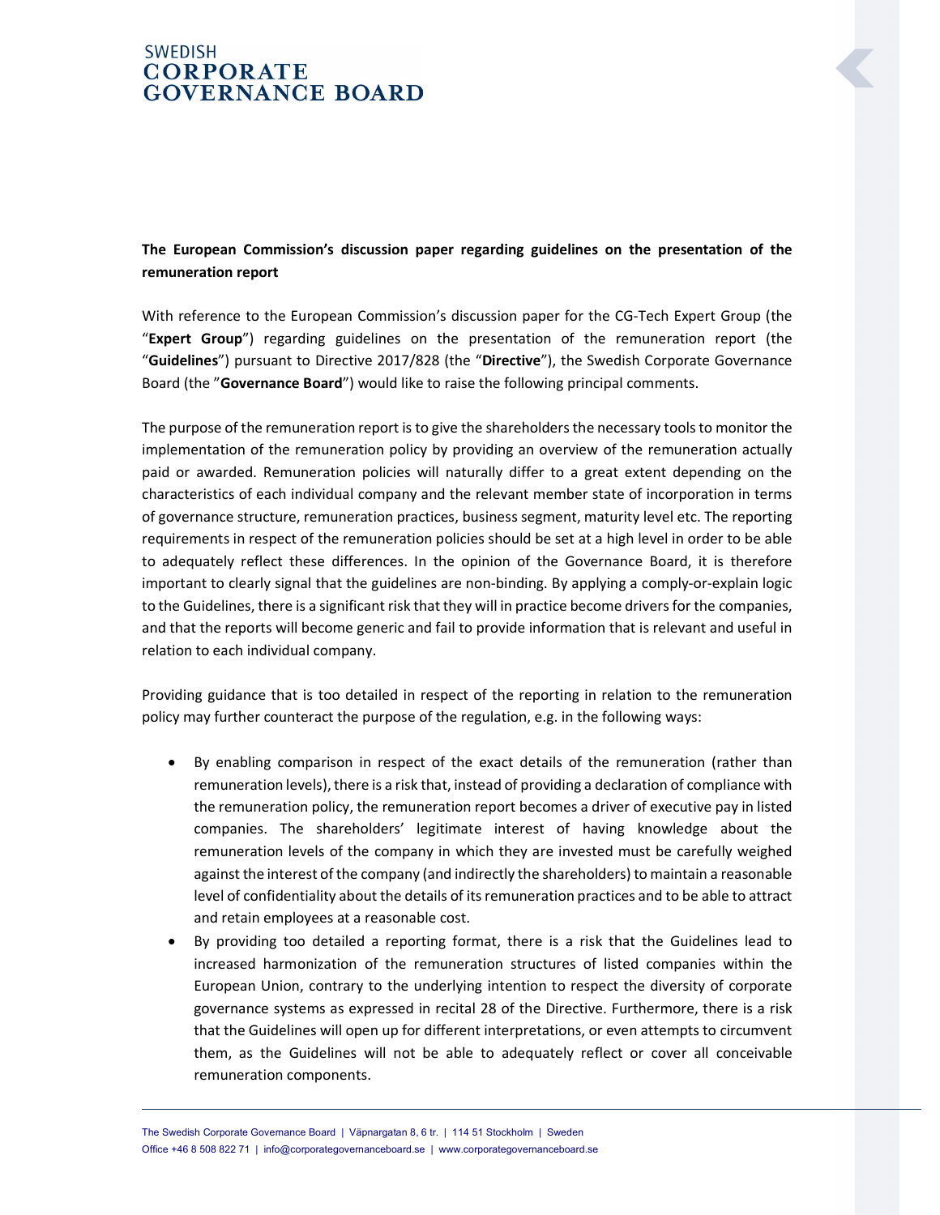SWEDISH
**CORPORATE GOVERNANCE BOARD**

**The European Commission's discussion paper regarding guidelines on the presentation of the remuneration report**

With reference to the European Commission's discussion paper for the CG-Tech Expert Group (the "**Expert Group**") regarding guidelines on the presentation of the remuneration report (the "**Guidelines**") pursuant to Directive 2017/828 (the "**Directive**"), the Swedish Corporate Governance Board (the "**Governance Board**") would like to raise the following principal comments.

The purpose of the remuneration report is to give the shareholders the necessary tools to monitor the implementation of the remuneration policy by providing an overview of the remuneration actually paid or awarded. Remuneration policies will naturally differ to a great extent depending on the characteristics of each individual company and the relevant member state of incorporation in terms of governance structure, remuneration practices, business segment, maturity level etc. The reporting requirements in respect of the remuneration policies should be set at a high level in order to be able to adequately reflect these differences. In the opinion of the Governance Board, it is therefore important to clearly signal that the guidelines are non-binding. By applying a comply-or-explain logic to the Guidelines, there is a significant risk that they will in practice become drivers for the companies, and that the reports will become generic and fail to provide information that is relevant and useful in relation to each individual company.

Providing guidance that is too detailed in respect of the reporting in relation to the remuneration policy may further counteract the purpose of the regulation, e.g. in the following ways:

- By enabling comparison in respect of the exact details of the remuneration (rather than remuneration levels), there is a risk that, instead of providing a declaration of compliance with the remuneration policy, the remuneration report becomes a driver of executive pay in listed companies. The shareholders' legitimate interest of having knowledge about the remuneration levels of the company in which they are invested must be carefully weighed against the interest of the company (and indirectly the shareholders) to maintain a reasonable level of confidentiality about the details of its remuneration practices and to be able to attract and retain employees at a reasonable cost.
- By providing too detailed a reporting format, there is a risk that the Guidelines lead to increased harmonization of the remuneration structures of listed companies within the European Union, contrary to the underlying intention to respect the diversity of corporate governance systems as expressed in recital 28 of the Directive. Furthermore, there is a risk that the Guidelines will open up for different interpretations, or even attempts to circumvent them, as the Guidelines will not be able to adequately reflect or cover all conceivable remuneration components.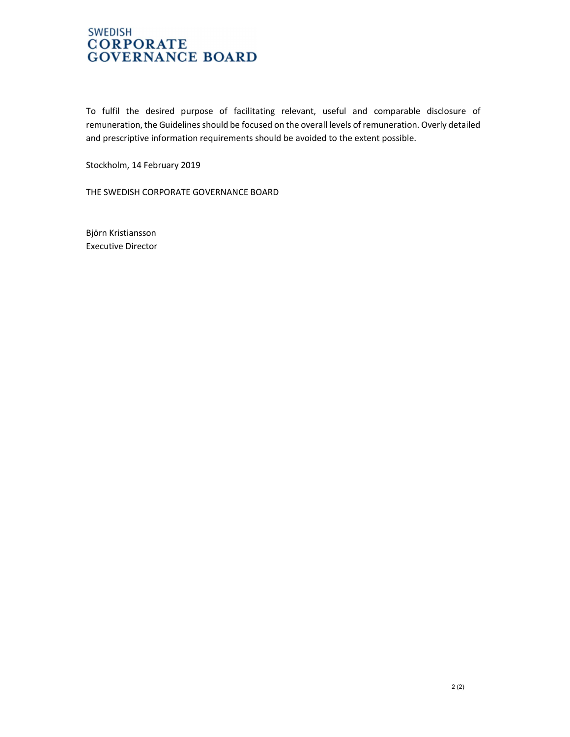To fulfil the desired purpose of facilitating relevant, useful and comparable disclosure of remuneration, the Guidelines should be focused on the overall levels of remuneration. Overly detailed and prescriptive information requirements should be avoided to the extent possible.

Stockholm, 14 February 2019

THE SWEDISH CORPORATE GOVERNANCE BOARD

Björn Kristiansson
Executive Director